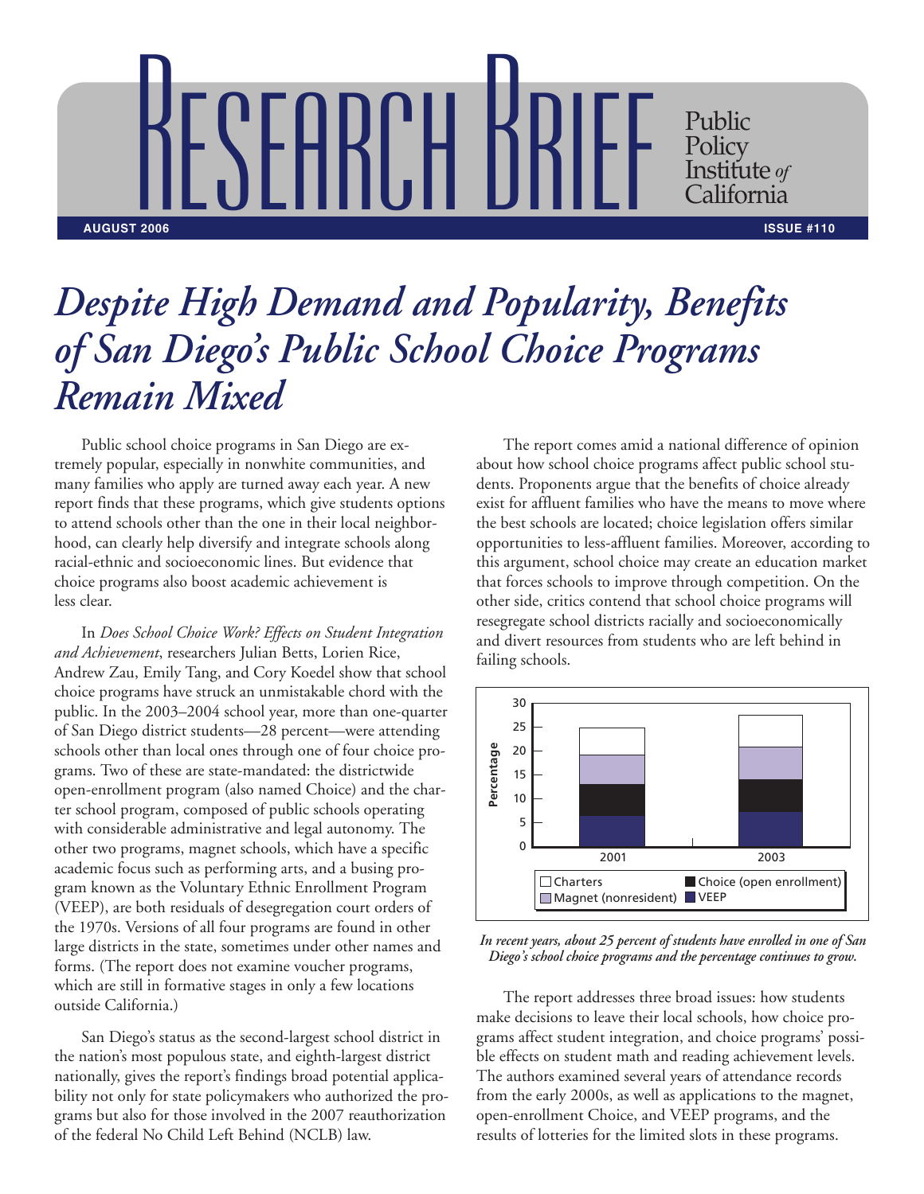# RESEARCH BRIEF

Public Policy Institute of California

**AUGUST 2006** **ISSUE #110**

# *Despite High Demand and Popularity, Benefits of San Diego's Public School Choice Programs Remain Mixed*

Public school choice programs in San Diego are extremely popular, especially in nonwhite communities, and many families who apply are turned away each year. A new report finds that these programs, which give students options to attend schools other than the one in their local neighborhood, can clearly help diversify and integrate schools along racial-ethnic and socioeconomic lines. But evidence that choice programs also boost academic achievement is less clear.

In *Does School Choice Work? Effects on Student Integration and Achievement*, researchers Julian Betts, Lorien Rice, Andrew Zau, Emily Tang, and Cory Koedel show that school choice programs have struck an unmistakable chord with the public. In the 2003–2004 school year, more than one-quarter of San Diego district students—28 percent—were attending schools other than local ones through one of four choice programs. Two of these are state-mandated: the districtwide open-enrollment program (also named Choice) and the charter school program, composed of public schools operating with considerable administrative and legal autonomy. The other two programs, magnet schools, which have a specific academic focus such as performing arts, and a busing program known as the Voluntary Ethnic Enrollment Program (VEEP), are both residuals of desegregation court orders of the 1970s. Versions of all four programs are found in other large districts in the state, sometimes under other names and forms. (The report does not examine voucher programs, which are still in formative stages in only a few locations outside California.)

San Diego's status as the second-largest school district in the nation's most populous state, and eighth-largest district nationally, gives the report's findings broad potential applicability not only for state policymakers who authorized the programs but also for those involved in the 2007 reauthorization of the federal No Child Left Behind (NCLB) law.

The report comes amid a national difference of opinion about how school choice programs affect public school students. Proponents argue that the benefits of choice already exist for affluent families who have the means to move where the best schools are located; choice legislation offers similar opportunities to less-affluent families. Moreover, according to this argument, school choice may create an education market that forces schools to improve through competition. On the other side, critics contend that school choice programs will resegregate school districts racially and socioeconomically and divert resources from students who are left behind in failing schools.

*In recent years, about 25 percent of students have enrolled in one of San Diego's school choice programs and the percentage continues to grow.*

The report addresses three broad issues: how students make decisions to leave their local schools, how choice programs affect student integration, and choice programs' possible effects on student math and reading achievement levels. The authors examined several years of attendance records from the early 2000s, as well as applications to the magnet, open-enrollment Choice, and VEEP programs, and the results of lotteries for the limited slots in these programs.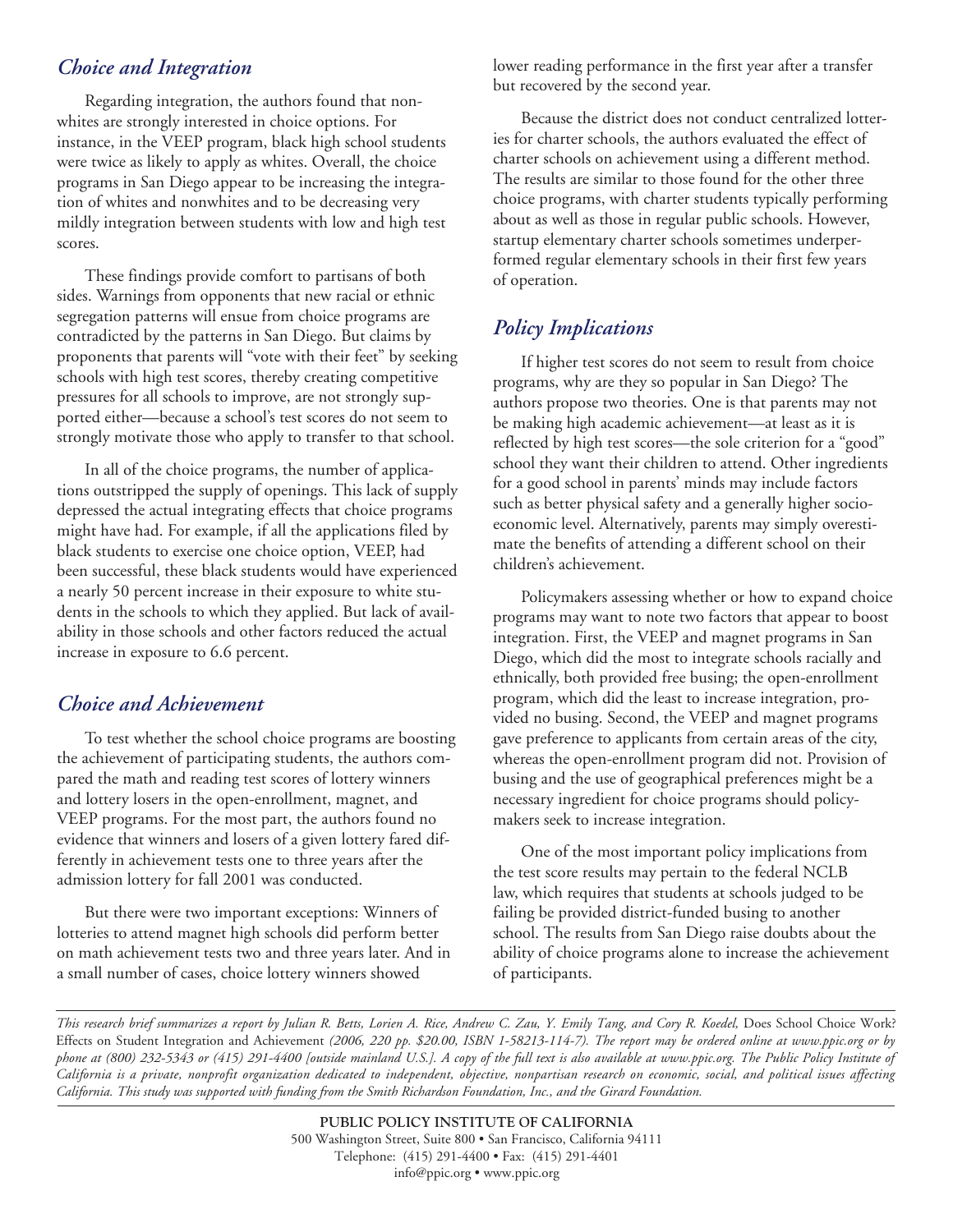## *Choice and Integration*

Regarding integration, the authors found that nonwhites are strongly interested in choice options. For instance, in the VEEP program, black high school students were twice as likely to apply as whites. Overall, the choice programs in San Diego appear to be increasing the integration of whites and nonwhites and to be decreasing very mildly integration between students with low and high test scores.

These findings provide comfort to partisans of both sides. Warnings from opponents that new racial or ethnic segregation patterns will ensue from choice programs are contradicted by the patterns in San Diego. But claims by proponents that parents will "vote with their feet" by seeking schools with high test scores, thereby creating competitive pressures for all schools to improve, are not strongly supported either—because a school's test scores do not seem to strongly motivate those who apply to transfer to that school.

In all of the choice programs, the number of applications outstripped the supply of openings. This lack of supply depressed the actual integrating effects that choice programs might have had. For example, if all the applications filed by black students to exercise one choice option, VEEP, had been successful, these black students would have experienced a nearly 50 percent increase in their exposure to white students in the schools to which they applied. But lack of availability in those schools and other factors reduced the actual increase in exposure to 6.6 percent.

## *Choice and Achievement*

To test whether the school choice programs are boosting the achievement of participating students, the authors compared the math and reading test scores of lottery winners and lottery losers in the open-enrollment, magnet, and VEEP programs. For the most part, the authors found no evidence that winners and losers of a given lottery fared differently in achievement tests one to three years after the admission lottery for fall 2001 was conducted.

But there were two important exceptions: Winners of lotteries to attend magnet high schools did perform better on math achievement tests two and three years later. And in a small number of cases, choice lottery winners showed lower reading performance in the first year after a transfer but recovered by the second year.

Because the district does not conduct centralized lotteries for charter schools, the authors evaluated the effect of charter schools on achievement using a different method. The results are similar to those found for the other three choice programs, with charter students typically performing about as well as those in regular public schools. However, startup elementary charter schools sometimes underperformed regular elementary schools in their first few years of operation.

## *Policy Implications*

If higher test scores do not seem to result from choice programs, why are they so popular in San Diego? The authors propose two theories. One is that parents may not be making high academic achievement—at least as it is reflected by high test scores—the sole criterion for a "good" school they want their children to attend. Other ingredients for a good school in parents' minds may include factors such as better physical safety and a generally higher socioeconomic level. Alternatively, parents may simply overestimate the benefits of attending a different school on their children's achievement.

Policymakers assessing whether or how to expand choice programs may want to note two factors that appear to boost integration. First, the VEEP and magnet programs in San Diego, which did the most to integrate schools racially and ethnically, both provided free busing; the open-enrollment program, which did the least to increase integration, provided no busing. Second, the VEEP and magnet programs gave preference to applicants from certain areas of the city, whereas the open-enrollment program did not. Provision of busing and the use of geographical preferences might be a necessary ingredient for choice programs should policymakers seek to increase integration.

One of the most important policy implications from the test score results may pertain to the federal NCLB law, which requires that students at schools judged to be failing be provided district-funded busing to another school. The results from San Diego raise doubts about the ability of choice programs alone to increase the achievement of participants.

---

*This research brief summarizes a report by Julian R. Betts, Lorien A. Rice, Andrew C. Zau, Y. Emily Tang, and Cory R. Koedel,* Does School Choice Work? Effects on Student Integration and Achievement *(2006, 220 pp. $20.00, ISBN 1-58213-114-7). The report may be ordered online at www.ppic.org or by phone at (800) 232-5343 or (415) 291-4400 [outside mainland U.S.]. A copy of the full text is also available at www.ppic.org. The Public Policy Institute of California is a private, nonprofit organization dedicated to independent, objective, nonpartisan research on economic, social, and political issues affecting California. This study was supported with funding from the Smith Richardson Foundation, Inc., and the Girard Foundation.*

---

**PUBLIC POLICY INSTITUTE OF CALIFORNIA**
500 Washington Street, Suite 800 • San Francisco, California 94111
Telephone: (415) 291-4400 • Fax: (415) 291-4401
info@ppic.org • www.ppic.org